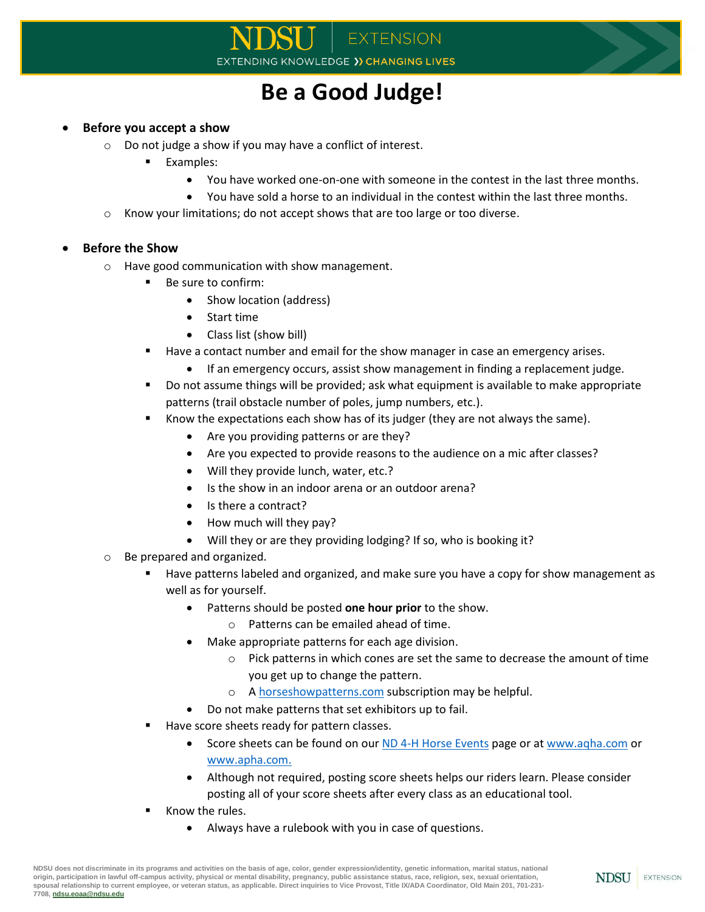# Be a Good Judge!

- **Before you accept a show**
  - Do not judge a show if you may have a conflict of interest.
    - Examples:
      - You have worked one-on-one with someone in the contest in the last three months.
      - You have sold a horse to an individual in the contest within the last three months.
  - Know your limitations; do not accept shows that are too large or too diverse.

- **Before the Show**
  - Have good communication with show management.
    - Be sure to confirm:
      - Show location (address)
      - Start time
      - Class list (show bill)
    - Have a contact number and email for the show manager in case an emergency arises.
      - If an emergency occurs, assist show management in finding a replacement judge.
    - Do not assume things will be provided; ask what equipment is available to make appropriate patterns (trail obstacle number of poles, jump numbers, etc.).
    - Know the expectations each show has of its judger (they are not always the same).
      - Are you providing patterns or are they?
      - Are you expected to provide reasons to the audience on a mic after classes?
      - Will they provide lunch, water, etc.?
      - Is the show in an indoor arena or an outdoor arena?
      - Is there a contract?
      - How much will they pay?
      - Will they or are they providing lodging? If so, who is booking it?
  - Be prepared and organized.
    - Have patterns labeled and organized, and make sure you have a copy for show management as well as for yourself.
      - Patterns should be posted **one hour prior** to the show.
        - Patterns can be emailed ahead of time.
      - Make appropriate patterns for each age division.
        - Pick patterns in which cones are set the same to decrease the amount of time you get up to change the pattern.
        - A [horseshowpatterns.com](horseshowpatterns.com) subscription may be helpful.
      - Do not make patterns that set exhibitors up to fail.
    - Have score sheets ready for pattern classes.
      - Score sheets can be found on our [ND 4-H Horse Events]() page or at [www.aqha.com](www.aqha.com) or [www.apha.com.](www.apha.com)
      - Although not required, posting score sheets helps our riders learn. Please consider posting all of your score sheets after every class as an educational tool.
    - Know the rules.
      - Always have a rulebook with you in case of questions.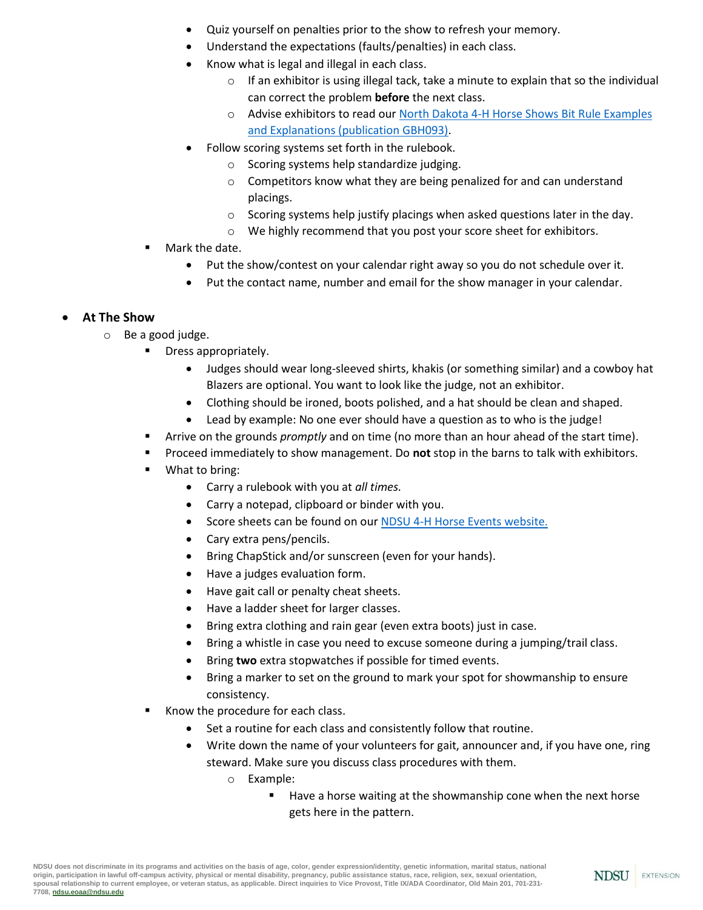- Quiz yourself on penalties prior to the show to refresh your memory.
    - Understand the expectations (faults/penalties) in each class.
    - Know what is legal and illegal in each class.
      - If an exhibitor is using illegal tack, take a minute to explain that so the individual can correct the problem **before** the next class.
      - Advise exhibitors to read our North Dakota 4-H Horse Shows Bit Rule Examples and Explanations (publication GBH093).
    - Follow scoring systems set forth in the rulebook.
      - Scoring systems help standardize judging.
      - Competitors know what they are being penalized for and can understand placings.
      - Scoring systems help justify placings when asked questions later in the day.
      - We highly recommend that you post your score sheet for exhibitors.
  - Mark the date.
    - Put the show/contest on your calendar right away so you do not schedule over it.
    - Put the contact name, number and email for the show manager in your calendar.

- **At The Show**
  - Be a good judge.
    - Dress appropriately.
      - Judges should wear long-sleeved shirts, khakis (or something similar) and a cowboy hat Blazers are optional. You want to look like the judge, not an exhibitor.
      - Clothing should be ironed, boots polished, and a hat should be clean and shaped.
      - Lead by example: No one ever should have a question as to who is the judge!
    - Arrive on the grounds *promptly* and on time (no more than an hour ahead of the start time).
    - Proceed immediately to show management. Do **not** stop in the barns to talk with exhibitors.
    - What to bring:
      - Carry a rulebook with you at *all times.*
      - Carry a notepad, clipboard or binder with you.
      - Score sheets can be found on our NDSU 4-H Horse Events website.
      - Cary extra pens/pencils.
      - Bring ChapStick and/or sunscreen (even for your hands).
      - Have a judges evaluation form.
      - Have gait call or penalty cheat sheets.
      - Have a ladder sheet for larger classes.
      - Bring extra clothing and rain gear (even extra boots) just in case.
      - Bring a whistle in case you need to excuse someone during a jumping/trail class.
      - Bring **two** extra stopwatches if possible for timed events.
      - Bring a marker to set on the ground to mark your spot for showmanship to ensure consistency.
    - Know the procedure for each class.
      - Set a routine for each class and consistently follow that routine.
      - Write down the name of your volunteers for gait, announcer and, if you have one, ring steward. Make sure you discuss class procedures with them.
        - Example:
          - Have a horse waiting at the showmanship cone when the next horse gets here in the pattern.

NDSU does not discriminate in its programs and activities on the basis of age, color, gender expression/identity, genetic information, marital status, national origin, participation in lawful off-campus activity, physical or mental disability, pregnancy, public assistance status, race, religion, sex, sexual orientation, spousal relationship to current employee, or veteran status, as applicable. Direct inquiries to Vice Provost, Title IX/ADA Coordinator, Old Main 201, 701-231-7708, ndsu.eoaa@ndsu.edu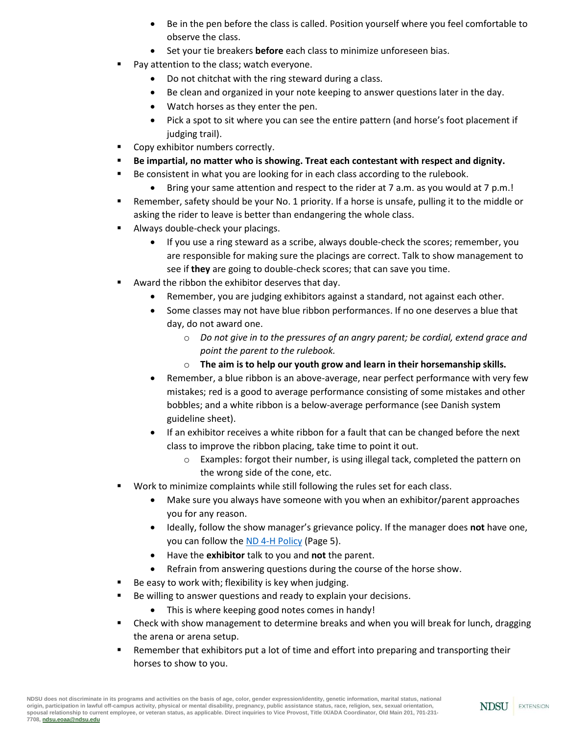- Be in the pen before the class is called. Position yourself where you feel comfortable to observe the class.
    - Set your tie breakers **before** each class to minimize unforeseen bias.
- Pay attention to the class; watch everyone.
    - Do not chitchat with the ring steward during a class.
    - Be clean and organized in your note keeping to answer questions later in the day.
    - Watch horses as they enter the pen.
    - Pick a spot to sit where you can see the entire pattern (and horse's foot placement if judging trail).
- Copy exhibitor numbers correctly.
- **Be impartial, no matter who is showing. Treat each contestant with respect and dignity.**
- Be consistent in what you are looking for in each class according to the rulebook.
    - Bring your same attention and respect to the rider at 7 a.m. as you would at 7 p.m.!
- Remember, safety should be your No. 1 priority. If a horse is unsafe, pulling it to the middle or asking the rider to leave is better than endangering the whole class.
- Always double-check your placings.
    - If you use a ring steward as a scribe, always double-check the scores; remember, you are responsible for making sure the placings are correct. Talk to show management to see if **they** are going to double-check scores; that can save you time.
- Award the ribbon the exhibitor deserves that day.
    - Remember, you are judging exhibitors against a standard, not against each other.
    - Some classes may not have blue ribbon performances. If no one deserves a blue that day, do not award one.
        - *Do not give in to the pressures of an angry parent; be cordial, extend grace and point the parent to the rulebook.*
        - **The aim is to help our youth grow and learn in their horsemanship skills.**
    - Remember, a blue ribbon is an above-average, near perfect performance with very few mistakes; red is a good to average performance consisting of some mistakes and other bobbles; and a white ribbon is a below-average performance (see Danish system guideline sheet).
    - If an exhibitor receives a white ribbon for a fault that can be changed before the next class to improve the ribbon placing, take time to point it out.
        - Examples: forgot their number, is using illegal tack, completed the pattern on the wrong side of the cone, etc.
- Work to minimize complaints while still following the rules set for each class.
    - Make sure you always have someone with you when an exhibitor/parent approaches you for any reason.
    - Ideally, follow the show manager's grievance policy. If the manager does **not** have one, you can follow the [ND 4-H Policy](#) (Page 5).
    - Have the **exhibitor** talk to you and **not** the parent.
    - Refrain from answering questions during the course of the horse show.
- Be easy to work with; flexibility is key when judging.
- Be willing to answer questions and ready to explain your decisions.
    - This is where keeping good notes comes in handy!
- Check with show management to determine breaks and when you will break for lunch, dragging the arena or arena setup.
- Remember that exhibitors put a lot of time and effort into preparing and transporting their horses to show to you.

NDSU does not discriminate in its programs and activities on the basis of age, color, gender expression/identity, genetic information, marital status, national origin, participation in lawful off-campus activity, physical or mental disability, pregnancy, public assistance status, race, religion, sex, sexual orientation, spousal relationship to current employee, or veteran status, as applicable. Direct inquiries to Vice Provost, Title IX/ADA Coordinator, Old Main 201, 701-231-7708, ndsu.eoaa@ndsu.edu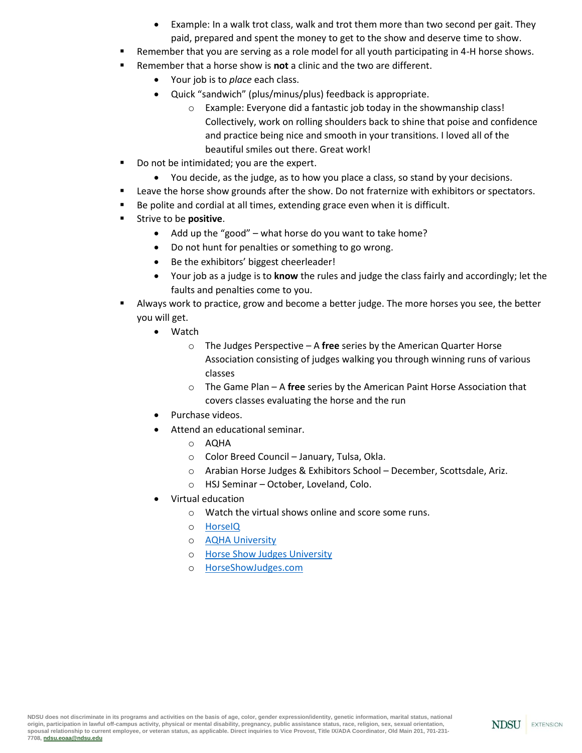- Example: In a walk trot class, walk and trot them more than two second per gait. They paid, prepared and spent the money to get to the show and deserve time to show.
- Remember that you are serving as a role model for all youth participating in 4-H horse shows.
- Remember that a horse show is **not** a clinic and the two are different.
  - Your job is to *place* each class.
  - Quick "sandwich" (plus/minus/plus) feedback is appropriate.
    - Example: Everyone did a fantastic job today in the showmanship class! Collectively, work on rolling shoulders back to shine that poise and confidence and practice being nice and smooth in your transitions. I loved all of the beautiful smiles out there. Great work!
- Do not be intimidated; you are the expert.
  - You decide, as the judge, as to how you place a class, so stand by your decisions.
- Leave the horse show grounds after the show. Do not fraternize with exhibitors or spectators.
- Be polite and cordial at all times, extending grace even when it is difficult.
- Strive to be **positive**.
  - Add up the "good" – what horse do you want to take home?
  - Do not hunt for penalties or something to go wrong.
  - Be the exhibitors' biggest cheerleader!
  - Your job as a judge is to **know** the rules and judge the class fairly and accordingly; let the faults and penalties come to you.
- Always work to practice, grow and become a better judge. The more horses you see, the better you will get.
  - Watch
    - The Judges Perspective – A **free** series by the American Quarter Horse Association consisting of judges walking you through winning runs of various classes
    - The Game Plan – A **free** series by the American Paint Horse Association that covers classes evaluating the horse and the run
  - Purchase videos.
  - Attend an educational seminar.
    - AQHA
    - Color Breed Council – January, Tulsa, Okla.
    - Arabian Horse Judges & Exhibitors School – December, Scottsdale, Ariz.
    - HSJ Seminar – October, Loveland, Colo.
  - Virtual education
    - Watch the virtual shows online and score some runs.
    - HorseIQ
    - AQHA University
    - Horse Show Judges University
    - HorseShowJudges.com

NDSU does not discriminate in its programs and activities on the basis of age, color, gender expression/identity, genetic information, marital status, national origin, participation in lawful off-campus activity, physical or mental disability, pregnancy, public assistance status, race, religion, sex, sexual orientation, spousal relationship to current employee, or veteran status, as applicable. Direct inquiries to Vice Provost, Title IX/ADA Coordinator, Old Main 201, 701-231-7708, ndsu.eoaa@ndsu.edu